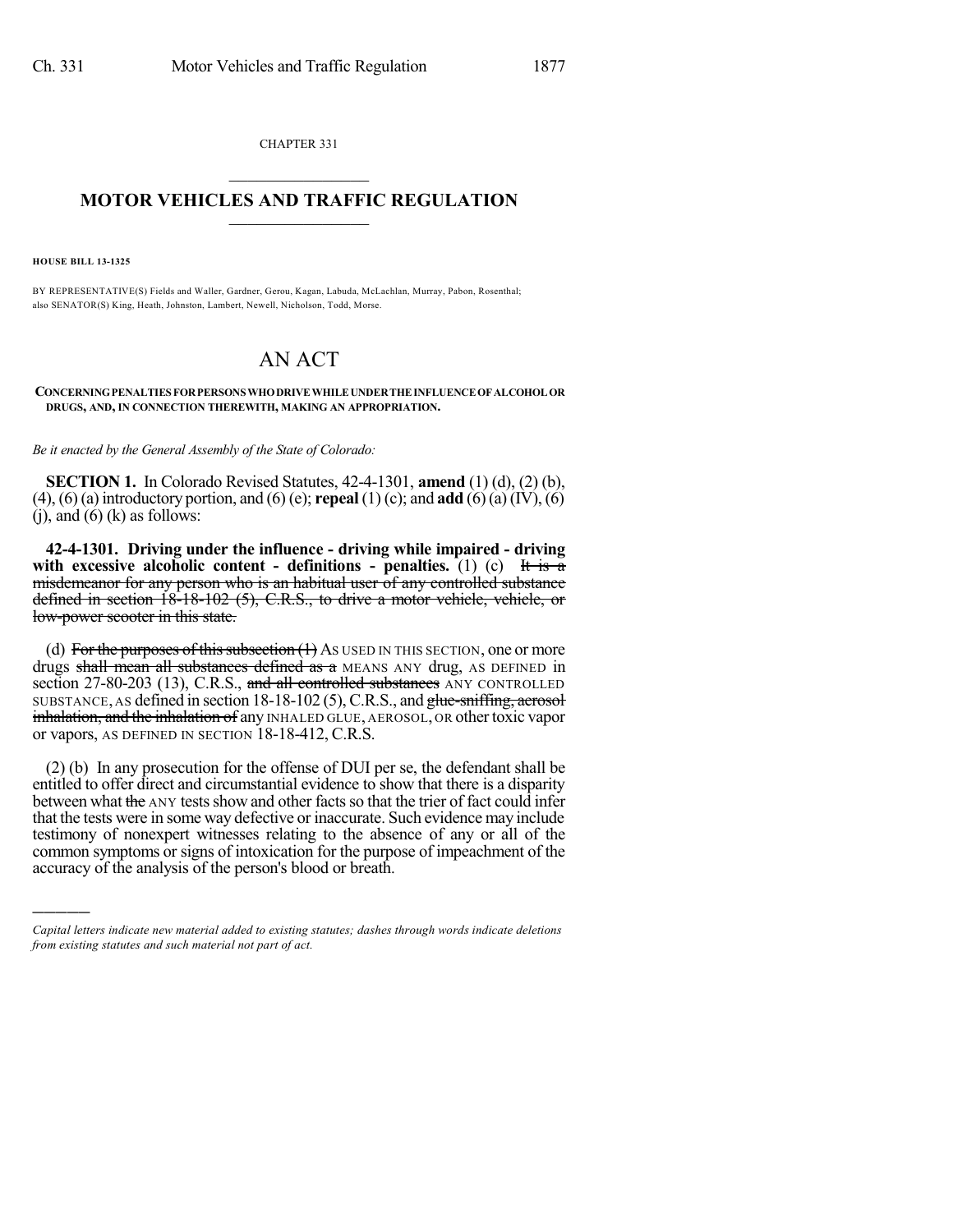CHAPTER 331

# MOTOR VEHICLES AND TRAFFIC REGULATION

**HOUSE BILL 13-1325**

BY REPRESENTATIVE(S) Fields and Waller, Gardner, Gerou, Kagan, Labuda, McLachlan, Murray, Pabon, Rosenthal; also SENATOR(S) King, Heath, Johnston, Lambert, Newell, Nicholson, Todd, Morse.

# AN ACT

**CONCERNING PENALTIES FOR PERSONS WHO DRIVE WHILE UNDER THE INFLUENCE OF ALCOHOL OR DRUGS, AND, IN CONNECTION THEREWITH, MAKING AN APPROPRIATION.**

*Be it enacted by the General Assembly of the State of Colorado:*

**SECTION 1.** In Colorado Revised Statutes, 42-4-1301, **amend** (1) (d), (2) (b), (4), (6) (a) introductory portion, and (6) (e); **repeal** (1) (c); and **add** (6) (a) (IV), (6) (j), and (6) (k) as follows:

**42-4-1301. Driving under the influence - driving while impaired - driving with excessive alcoholic content - definitions - penalties.** (1) (c) ~~It is a misdemeanor for any person who is an habitual user of any controlled substance defined in section 18-18-102 (5), C.R.S., to drive a motor vehicle, vehicle, or low-power scooter in this state.~~

(d) ~~For the purposes of this subsection (1)~~ AS USED IN THIS SECTION, one or more drugs ~~shall mean all substances defined as a~~ MEANS ANY drug, AS DEFINED in section 27-80-203 (13), C.R.S., ~~and all controlled substances~~ ANY CONTROLLED SUBSTANCE, AS defined in section 18-18-102 (5), C.R.S., and ~~glue-sniffing, aerosol inhalation, and the inhalation of~~ any INHALED GLUE, AEROSOL, OR other toxic vapor or vapors, AS DEFINED IN SECTION 18-18-412, C.R.S.

(2) (b) In any prosecution for the offense of DUI per se, the defendant shall be entitled to offer direct and circumstantial evidence to show that there is a disparity between what ~~the~~ ANY tests show and other facts so that the trier of fact could infer that the tests were in some way defective or inaccurate. Such evidence may include testimony of nonexpert witnesses relating to the absence of any or all of the common symptoms or signs of intoxication for the purpose of impeachment of the accuracy of the analysis of the person's blood or breath.

---

*Capital letters indicate new material added to existing statutes; dashes through words indicate deletions from existing statutes and such material not part of act.*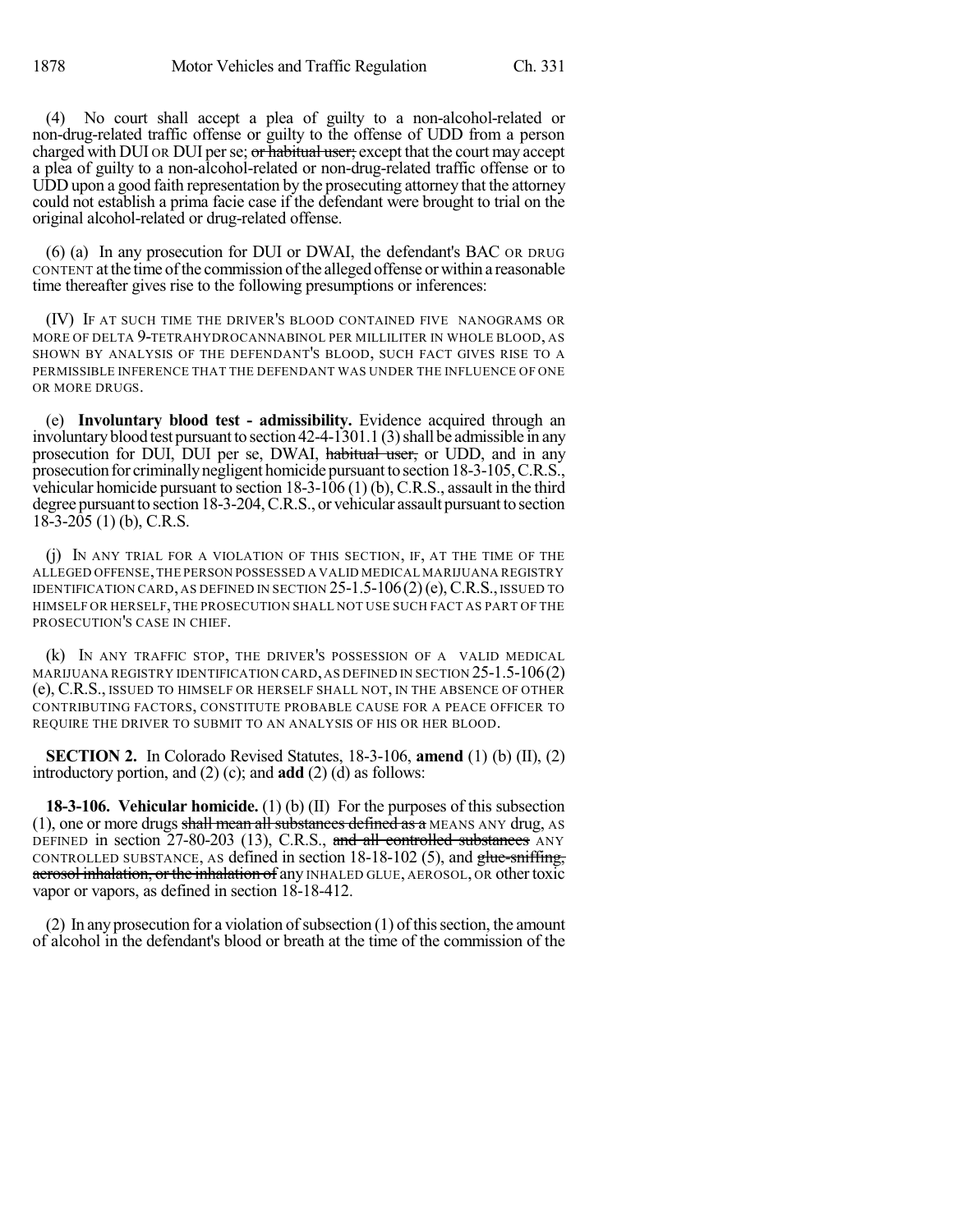(4) No court shall accept a plea of guilty to a non-alcohol-related or non-drug-related traffic offense or guilty to the offense of UDD from a person charged with DUI OR DUI per se; ~~or habitual user;~~ except that the court may accept a plea of guilty to a non-alcohol-related or non-drug-related traffic offense or to UDD upon a good faith representation by the prosecuting attorney that the attorney could not establish a prima facie case if the defendant were brought to trial on the original alcohol-related or drug-related offense.

(6) (a) In any prosecution for DUI or DWAI, the defendant's BAC OR DRUG CONTENT at the time of the commission of the alleged offense or within a reasonable time thereafter gives rise to the following presumptions or inferences:

(IV) IF AT SUCH TIME THE DRIVER'S BLOOD CONTAINED FIVE NANOGRAMS OR MORE OF DELTA 9-TETRAHYDROCANNABINOL PER MILLILITER IN WHOLE BLOOD, AS SHOWN BY ANALYSIS OF THE DEFENDANT'S BLOOD, SUCH FACT GIVES RISE TO A PERMISSIBLE INFERENCE THAT THE DEFENDANT WAS UNDER THE INFLUENCE OF ONE OR MORE DRUGS.

(e) **Involuntary blood test - admissibility.** Evidence acquired through an involuntary blood test pursuant to section 42-4-1301.1 (3) shall be admissible in any prosecution for DUI, DUI per se, DWAI, ~~habitual user,~~ or UDD, and in any prosecution for criminally negligent homicide pursuant to section 18-3-105, C.R.S., vehicular homicide pursuant to section 18-3-106 (1) (b), C.R.S., assault in the third degree pursuant to section 18-3-204, C.R.S., or vehicular assault pursuant to section 18-3-205 (1) (b), C.R.S.

(j) IN ANY TRIAL FOR A VIOLATION OF THIS SECTION, IF, AT THE TIME OF THE ALLEGED OFFENSE, THE PERSON POSSESSED A VALID MEDICAL MARIJUANA REGISTRY IDENTIFICATION CARD, AS DEFINED IN SECTION 25-1.5-106 (2) (e), C.R.S., ISSUED TO HIMSELF OR HERSELF, THE PROSECUTION SHALL NOT USE SUCH FACT AS PART OF THE PROSECUTION'S CASE IN CHIEF.

(k) IN ANY TRAFFIC STOP, THE DRIVER'S POSSESSION OF A VALID MEDICAL MARIJUANA REGISTRY IDENTIFICATION CARD, AS DEFINED IN SECTION 25-1.5-106 (2) (e), C.R.S., ISSUED TO HIMSELF OR HERSELF SHALL NOT, IN THE ABSENCE OF OTHER CONTRIBUTING FACTORS, CONSTITUTE PROBABLE CAUSE FOR A PEACE OFFICER TO REQUIRE THE DRIVER TO SUBMIT TO AN ANALYSIS OF HIS OR HER BLOOD.

**SECTION 2.** In Colorado Revised Statutes, 18-3-106, **amend** (1) (b) (II), (2) introductory portion, and (2) (c); and **add** (2) (d) as follows:

**18-3-106. Vehicular homicide.** (1) (b) (II) For the purposes of this subsection (1), one or more drugs ~~shall mean all substances defined as a~~ MEANS ANY drug, AS DEFINED in section 27-80-203 (13), C.R.S., ~~and all controlled substances~~ ANY CONTROLLED SUBSTANCE, AS defined in section 18-18-102 (5), and ~~glue-sniffing, aerosol inhalation, or the inhalation of~~ any INHALED GLUE, AEROSOL, OR other toxic vapor or vapors, as defined in section 18-18-412.

(2) In any prosecution for a violation of subsection (1) of this section, the amount of alcohol in the defendant's blood or breath at the time of the commission of the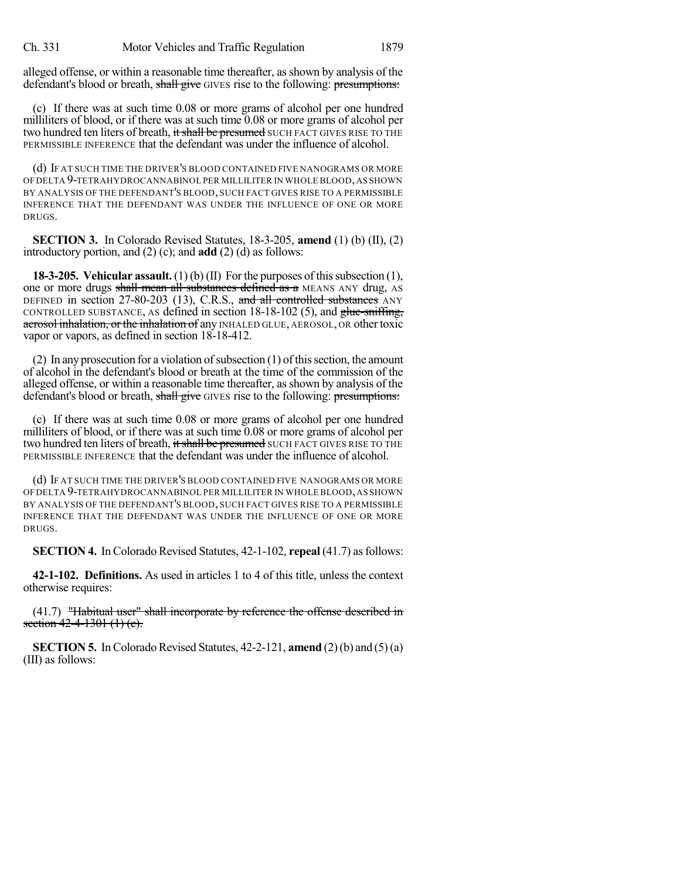alleged offense, or within a reasonable time thereafter, as shown by analysis of the defendant's blood or breath, ~~shall give~~ GIVES rise to the following: ~~presumptions:~~

(c) If there was at such time 0.08 or more grams of alcohol per one hundred milliliters of blood, or if there was at such time 0.08 or more grams of alcohol per two hundred ten liters of breath, ~~it shall be presumed~~ SUCH FACT GIVES RISE TO THE PERMISSIBLE INFERENCE that the defendant was under the influence of alcohol.

(d) IF AT SUCH TIME THE DRIVER'S BLOOD CONTAINED FIVE NANOGRAMS OR MORE OF DELTA 9-TETRAHYDROCANNABINOL PER MILLILITER IN WHOLE BLOOD, AS SHOWN BY ANALYSIS OF THE DEFENDANT'S BLOOD, SUCH FACT GIVES RISE TO A PERMISSIBLE INFERENCE THAT THE DEFENDANT WAS UNDER THE INFLUENCE OF ONE OR MORE DRUGS.

**SECTION 3.** In Colorado Revised Statutes, 18-3-205, **amend** (1) (b) (II), (2) introductory portion, and (2) (c); and **add** (2) (d) as follows:

**18-3-205. Vehicular assault.** (1) (b) (II) For the purposes of this subsection (1), one or more drugs ~~shall mean all substances defined as a~~ MEANS ANY drug, AS DEFINED in section 27-80-203 (13), C.R.S., ~~and all controlled substances~~ ANY CONTROLLED SUBSTANCE, AS defined in section 18-18-102 (5), and ~~glue-sniffing, aerosol inhalation, or the inhalation of~~ any INHALED GLUE, AEROSOL, OR other toxic vapor or vapors, as defined in section 18-18-412.

(2) In any prosecution for a violation of subsection (1) of this section, the amount of alcohol in the defendant's blood or breath at the time of the commission of the alleged offense, or within a reasonable time thereafter, as shown by analysis of the defendant's blood or breath, ~~shall give~~ GIVES rise to the following: ~~presumptions:~~

(c) If there was at such time 0.08 or more grams of alcohol per one hundred milliliters of blood, or if there was at such time 0.08 or more grams of alcohol per two hundred ten liters of breath, ~~it shall be presumed~~ SUCH FACT GIVES RISE TO THE PERMISSIBLE INFERENCE that the defendant was under the influence of alcohol.

(d) IF AT SUCH TIME THE DRIVER'S BLOOD CONTAINED FIVE NANOGRAMS OR MORE OF DELTA 9-TETRAHYDROCANNABINOL PER MILLILITER IN WHOLE BLOOD, AS SHOWN BY ANALYSIS OF THE DEFENDANT'S BLOOD, SUCH FACT GIVES RISE TO A PERMISSIBLE INFERENCE THAT THE DEFENDANT WAS UNDER THE INFLUENCE OF ONE OR MORE DRUGS.

**SECTION 4.** In Colorado Revised Statutes, 42-1-102, **repeal** (41.7) as follows:

**42-1-102. Definitions.** As used in articles 1 to 4 of this title, unless the context otherwise requires:

(41.7) ~~"Habitual user" shall incorporate by reference the offense described in section 42-4-1301 (1) (c).~~

**SECTION 5.** In Colorado Revised Statutes, 42-2-121, **amend** (2) (b) and (5) (a) (III) as follows: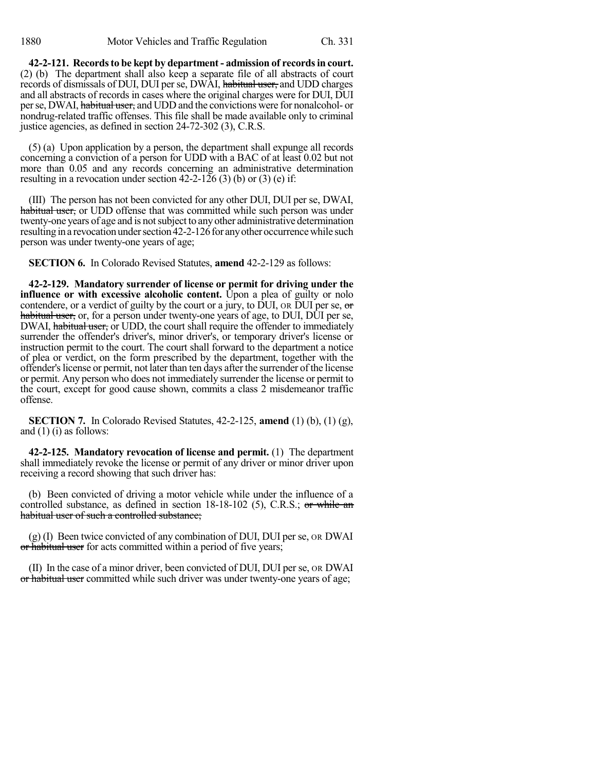**42-2-121. Records to be kept by department - admission of records in court.** (2) (b) The department shall also keep a separate file of all abstracts of court records of dismissals of DUI, DUI per se, DWAI, ~~habitual user,~~ and UDD charges and all abstracts of records in cases where the original charges were for DUI, DUI per se, DWAI, ~~habitual user,~~ and UDD and the convictions were for nonalcohol- or nondrug-related traffic offenses. This file shall be made available only to criminal justice agencies, as defined in section 24-72-302 (3), C.R.S.

(5) (a) Upon application by a person, the department shall expunge all records concerning a conviction of a person for UDD with a BAC of at least 0.02 but not more than 0.05 and any records concerning an administrative determination resulting in a revocation under section 42-2-126 (3) (b) or (3) (e) if:

(III) The person has not been convicted for any other DUI, DUI per se, DWAI, ~~habitual user,~~ or UDD offense that was committed while such person was under twenty-one years of age and is not subject to any other administrative determination resulting in a revocation under section 42-2-126 for any other occurrence while such person was under twenty-one years of age;

**SECTION 6.** In Colorado Revised Statutes, **amend** 42-2-129 as follows:

**42-2-129. Mandatory surrender of license or permit for driving under the influence or with excessive alcoholic content.** Upon a plea of guilty or nolo contendere, or a verdict of guilty by the court or a jury, to DUI, OR DUI per se, ~~or habitual user,~~ or, for a person under twenty-one years of age, to DUI, DUI per se, DWAI, ~~habitual user,~~ or UDD, the court shall require the offender to immediately surrender the offender's driver's, minor driver's, or temporary driver's license or instruction permit to the court. The court shall forward to the department a notice of plea or verdict, on the form prescribed by the department, together with the offender's license or permit, not later than ten days after the surrender of the license or permit. Any person who does not immediately surrender the license or permit to the court, except for good cause shown, commits a class 2 misdemeanor traffic offense.

**SECTION 7.** In Colorado Revised Statutes, 42-2-125, **amend** (1) (b), (1) (g), and (1) (i) as follows:

**42-2-125. Mandatory revocation of license and permit.** (1) The department shall immediately revoke the license or permit of any driver or minor driver upon receiving a record showing that such driver has:

(b) Been convicted of driving a motor vehicle while under the influence of a controlled substance, as defined in section 18-18-102 (5), C.R.S.; ~~or while an habitual user of such a controlled substance;~~

(g) (I) Been twice convicted of any combination of DUI, DUI per se, OR DWAI ~~or habitual user~~ for acts committed within a period of five years;

(II) In the case of a minor driver, been convicted of DUI, DUI per se, OR DWAI ~~or habitual user~~ committed while such driver was under twenty-one years of age;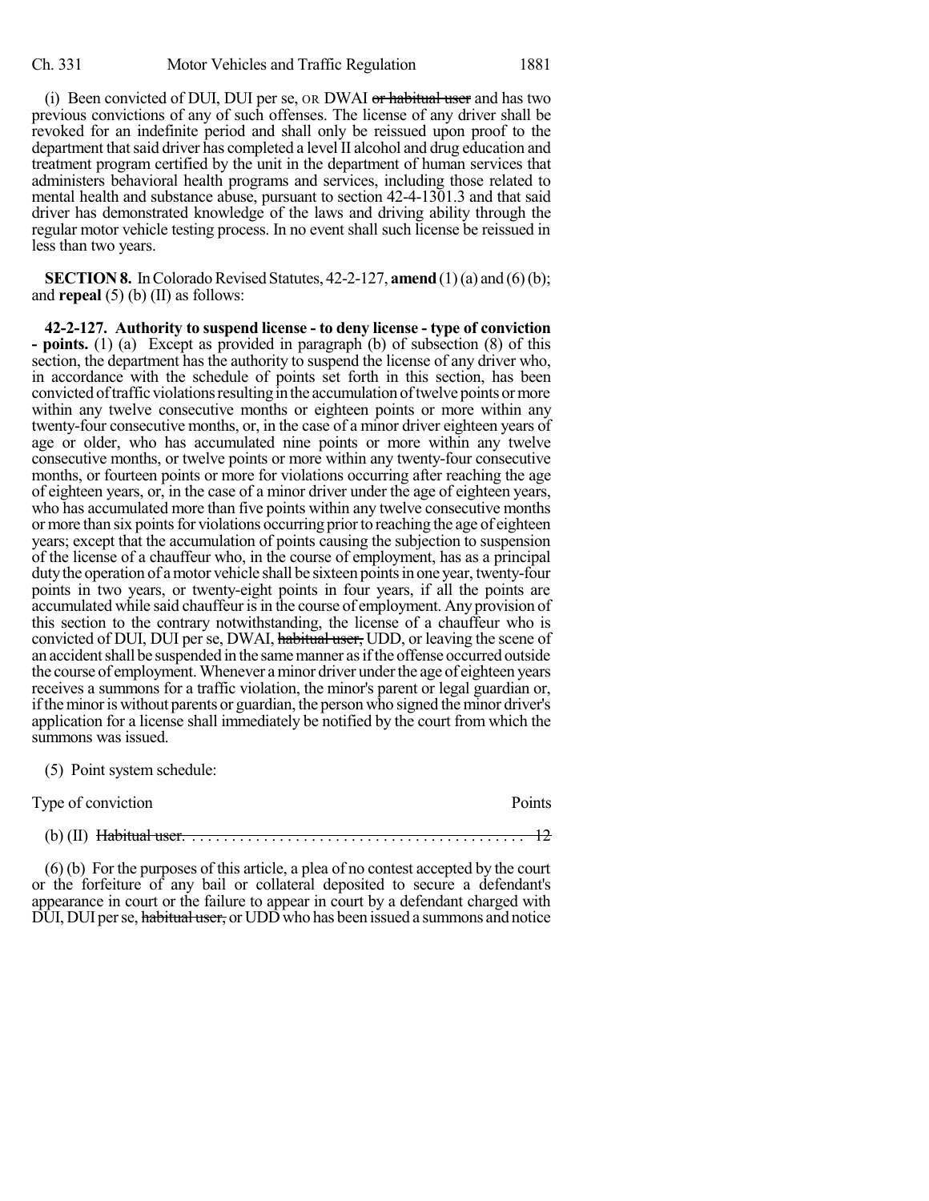(i) Been convicted of DUI, DUI per se, OR DWAI ~~or habitual user~~ and has two previous convictions of any of such offenses. The license of any driver shall be revoked for an indefinite period and shall only be reissued upon proof to the department that said driver has completed a level II alcohol and drug education and treatment program certified by the unit in the department of human services that administers behavioral health programs and services, including those related to mental health and substance abuse, pursuant to section 42-4-1301.3 and that said driver has demonstrated knowledge of the laws and driving ability through the regular motor vehicle testing process. In no event shall such license be reissued in less than two years.

**SECTION 8.** In Colorado Revised Statutes, 42-2-127, **amend** (1) (a) and (6) (b); and **repeal** (5) (b) (II) as follows:

**42-2-127. Authority to suspend license - to deny license - type of conviction - points.** (1) (a) Except as provided in paragraph (b) of subsection (8) of this section, the department has the authority to suspend the license of any driver who, in accordance with the schedule of points set forth in this section, has been convicted of traffic violations resulting in the accumulation of twelve points or more within any twelve consecutive months or eighteen points or more within any twenty-four consecutive months, or, in the case of a minor driver eighteen years of age or older, who has accumulated nine points or more within any twelve consecutive months, or twelve points or more within any twenty-four consecutive months, or fourteen points or more for violations occurring after reaching the age of eighteen years, or, in the case of a minor driver under the age of eighteen years, who has accumulated more than five points within any twelve consecutive months or more than six points for violations occurring prior to reaching the age of eighteen years; except that the accumulation of points causing the subjection to suspension of the license of a chauffeur who, in the course of employment, has as a principal duty the operation of a motor vehicle shall be sixteen points in one year, twenty-four points in two years, or twenty-eight points in four years, if all the points are accumulated while said chauffeur is in the course of employment. Any provision of this section to the contrary notwithstanding, the license of a chauffeur who is convicted of DUI, DUI per se, DWAI, ~~habitual user,~~ UDD, or leaving the scene of an accident shall be suspended in the same manner as if the offense occurred outside the course of employment. Whenever a minor driver under the age of eighteen years receives a summons for a traffic violation, the minor's parent or legal guardian or, if the minor is without parents or guardian, the person who signed the minor driver's application for a license shall immediately be notified by the court from which the summons was issued.

(5) Point system schedule:

| Type of conviction | Points |
|---|---|
| (b) (II) ~~Habitual user.~~ | ~~12~~ |

(6) (b) For the purposes of this article, a plea of no contest accepted by the court or the forfeiture of any bail or collateral deposited to secure a defendant's appearance in court or the failure to appear in court by a defendant charged with DUI, DUI per se, ~~habitual user,~~ or UDD who has been issued a summons and notice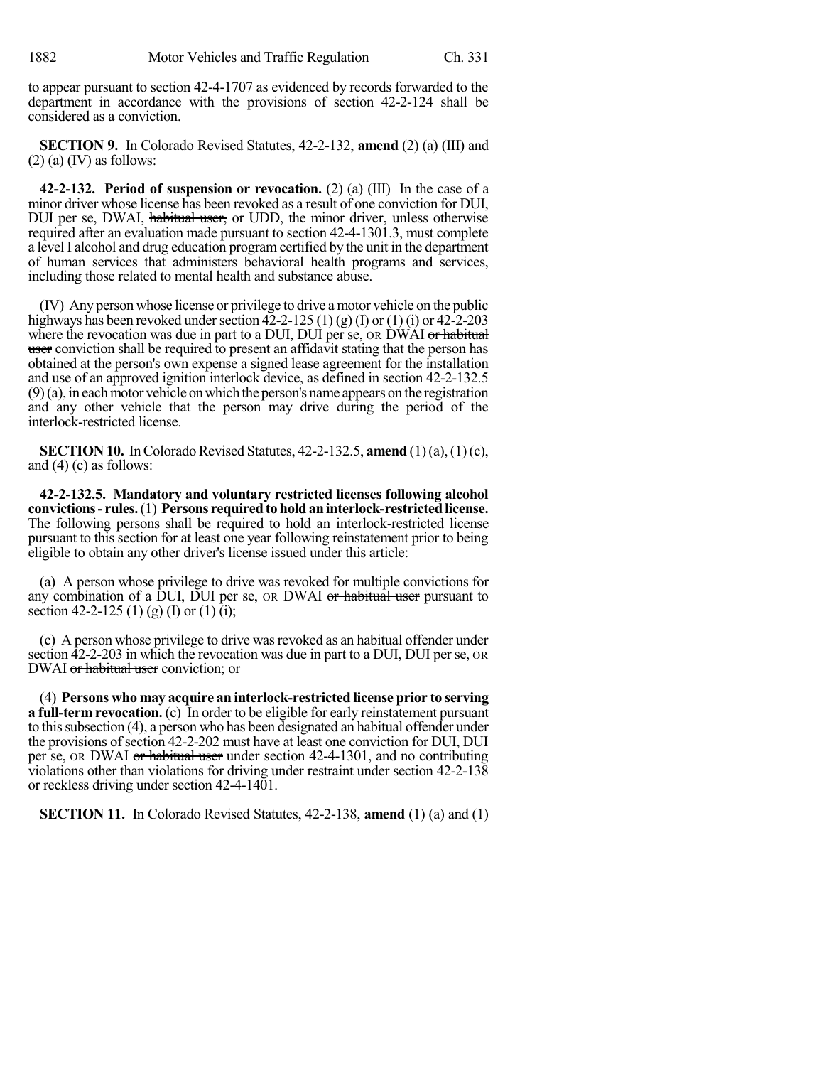to appear pursuant to section 42-4-1707 as evidenced by records forwarded to the department in accordance with the provisions of section 42-2-124 shall be considered as a conviction.

**SECTION 9.** In Colorado Revised Statutes, 42-2-132, **amend** (2) (a) (III) and (2) (a) (IV) as follows:

**42-2-132. Period of suspension or revocation.** (2) (a) (III) In the case of a minor driver whose license has been revoked as a result of one conviction for DUI, DUI per se, DWAI, ~~habitual user,~~ or UDD, the minor driver, unless otherwise required after an evaluation made pursuant to section 42-4-1301.3, must complete a level I alcohol and drug education program certified by the unit in the department of human services that administers behavioral health programs and services, including those related to mental health and substance abuse.

(IV) Any person whose license or privilege to drive a motor vehicle on the public highways has been revoked under section 42-2-125 (1) (g) (I) or (1) (i) or 42-2-203 where the revocation was due in part to a DUI, DUI per se, OR DWAI ~~or habitual user~~ conviction shall be required to present an affidavit stating that the person has obtained at the person's own expense a signed lease agreement for the installation and use of an approved ignition interlock device, as defined in section 42-2-132.5 (9) (a), in each motor vehicle on which the person's name appears on the registration and any other vehicle that the person may drive during the period of the interlock-restricted license.

**SECTION 10.** In Colorado Revised Statutes, 42-2-132.5, **amend** (1) (a), (1) (c), and (4) (c) as follows:

**42-2-132.5. Mandatory and voluntary restricted licenses following alcohol convictions - rules.** (1) **Persons required to hold an interlock-restricted license.** The following persons shall be required to hold an interlock-restricted license pursuant to this section for at least one year following reinstatement prior to being eligible to obtain any other driver's license issued under this article:

(a) A person whose privilege to drive was revoked for multiple convictions for any combination of a DUI, DUI per se, OR DWAI ~~or habitual user~~ pursuant to section 42-2-125 (1) (g) (I) or (1) (i);

(c) A person whose privilege to drive was revoked as an habitual offender under section 42-2-203 in which the revocation was due in part to a DUI, DUI per se, OR DWAI ~~or habitual user~~ conviction; or

(4) **Persons who may acquire an interlock-restricted license prior to serving a full-term revocation.** (c) In order to be eligible for early reinstatement pursuant to this subsection (4), a person who has been designated an habitual offender under the provisions of section 42-2-202 must have at least one conviction for DUI, DUI per se, OR DWAI ~~or habitual user~~ under section 42-4-1301, and no contributing violations other than violations for driving under restraint under section 42-2-138 or reckless driving under section 42-4-1401.

**SECTION 11.** In Colorado Revised Statutes, 42-2-138, **amend** (1) (a) and (1)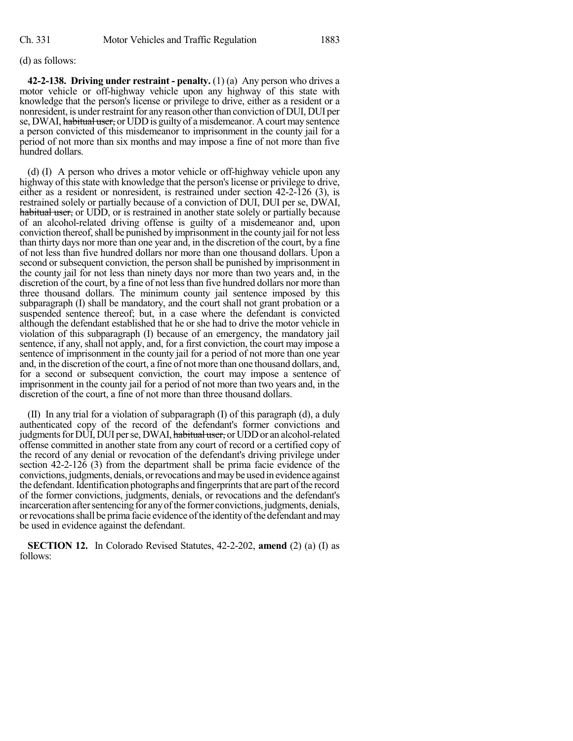(d) as follows:

**42-2-138. Driving under restraint - penalty.** (1) (a) Any person who drives a motor vehicle or off-highway vehicle upon any highway of this state with knowledge that the person's license or privilege to drive, either as a resident or a nonresident, is under restraint for any reason other than conviction of DUI, DUI per se, DWAI, ~~habitual user,~~ or UDD is guilty of a misdemeanor. A court may sentence a person convicted of this misdemeanor to imprisonment in the county jail for a period of not more than six months and may impose a fine of not more than five hundred dollars.

(d) (I) A person who drives a motor vehicle or off-highway vehicle upon any highway of this state with knowledge that the person's license or privilege to drive, either as a resident or nonresident, is restrained under section 42-2-126 (3), is restrained solely or partially because of a conviction of DUI, DUI per se, DWAI, ~~habitual user,~~ or UDD, or is restrained in another state solely or partially because of an alcohol-related driving offense is guilty of a misdemeanor and, upon conviction thereof, shall be punished by imprisonment in the county jail for not less than thirty days nor more than one year and, in the discretion of the court, by a fine of not less than five hundred dollars nor more than one thousand dollars. Upon a second or subsequent conviction, the person shall be punished by imprisonment in the county jail for not less than ninety days nor more than two years and, in the discretion of the court, by a fine of not less than five hundred dollars nor more than three thousand dollars. The minimum county jail sentence imposed by this subparagraph (I) shall be mandatory, and the court shall not grant probation or a suspended sentence thereof; but, in a case where the defendant is convicted although the defendant established that he or she had to drive the motor vehicle in violation of this subparagraph (I) because of an emergency, the mandatory jail sentence, if any, shall not apply, and, for a first conviction, the court may impose a sentence of imprisonment in the county jail for a period of not more than one year and, in the discretion of the court, a fine of not more than one thousand dollars, and, for a second or subsequent conviction, the court may impose a sentence of imprisonment in the county jail for a period of not more than two years and, in the discretion of the court, a fine of not more than three thousand dollars.

(II) In any trial for a violation of subparagraph (I) of this paragraph (d), a duly authenticated copy of the record of the defendant's former convictions and judgments for DUI, DUI per se, DWAI, ~~habitual user,~~ or UDD or an alcohol-related offense committed in another state from any court of record or a certified copy of the record of any denial or revocation of the defendant's driving privilege under section 42-2-126 (3) from the department shall be prima facie evidence of the convictions, judgments, denials, or revocations and may be used in evidence against the defendant. Identification photographs and fingerprints that are part of the record of the former convictions, judgments, denials, or revocations and the defendant's incarceration after sentencing for any of the former convictions, judgments, denials, or revocations shall be prima facie evidence of the identity of the defendant and may be used in evidence against the defendant.

**SECTION 12.** In Colorado Revised Statutes, 42-2-202, **amend** (2) (a) (I) as follows: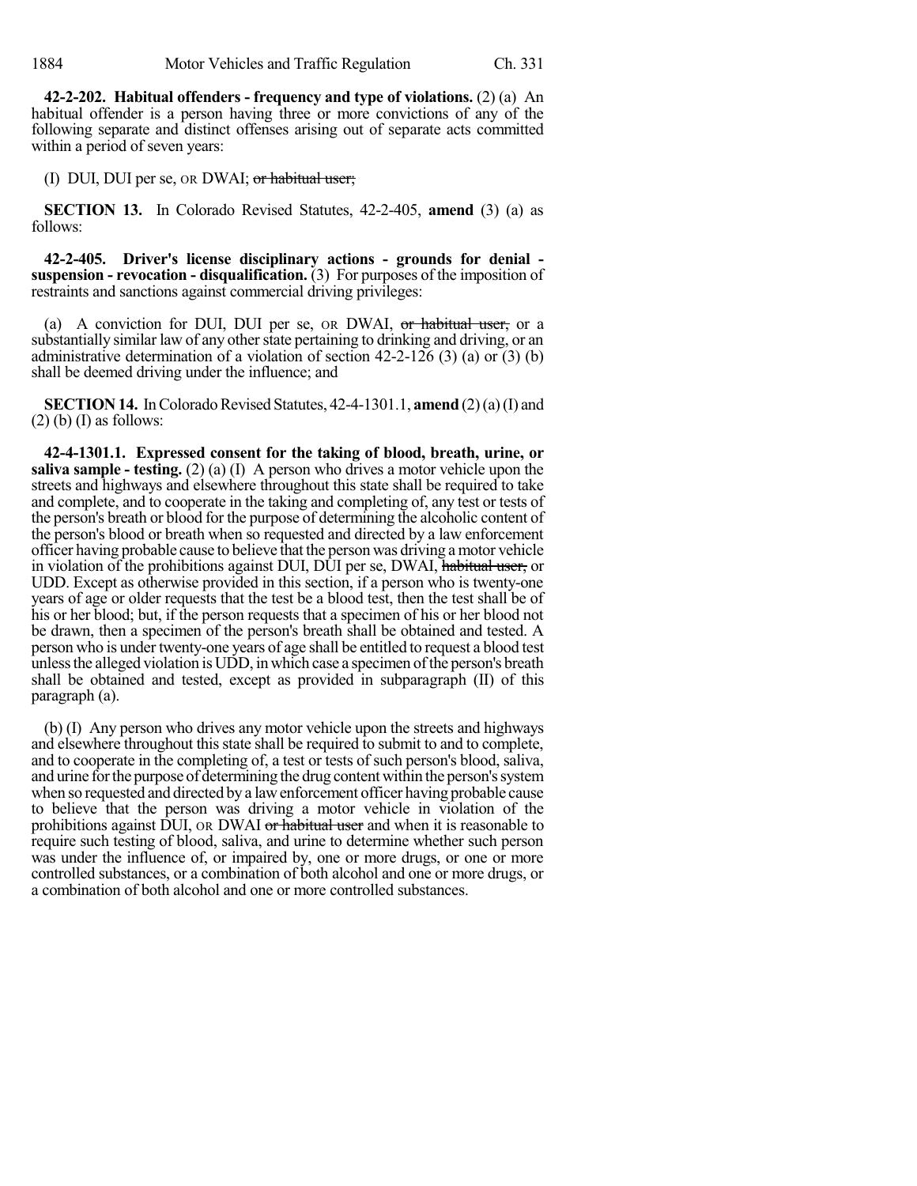**42-2-202. Habitual offenders - frequency and type of violations.** (2) (a) An habitual offender is a person having three or more convictions of any of the following separate and distinct offenses arising out of separate acts committed within a period of seven years:

(I) DUI, DUI per se, OR DWAI; ~~or habitual user;~~

**SECTION 13.** In Colorado Revised Statutes, 42-2-405, **amend** (3) (a) as follows:

**42-2-405. Driver's license disciplinary actions - grounds for denial - suspension - revocation - disqualification.** (3) For purposes of the imposition of restraints and sanctions against commercial driving privileges:

(a) A conviction for DUI, DUI per se, OR DWAI, ~~or habitual user,~~ or a substantially similar law of any other state pertaining to drinking and driving, or an administrative determination of a violation of section 42-2-126 (3) (a) or (3) (b) shall be deemed driving under the influence; and

**SECTION 14.** In Colorado Revised Statutes, 42-4-1301.1, **amend** (2) (a) (I) and (2) (b) (I) as follows:

**42-4-1301.1. Expressed consent for the taking of blood, breath, urine, or saliva sample - testing.** (2) (a) (I) A person who drives a motor vehicle upon the streets and highways and elsewhere throughout this state shall be required to take and complete, and to cooperate in the taking and completing of, any test or tests of the person's breath or blood for the purpose of determining the alcoholic content of the person's blood or breath when so requested and directed by a law enforcement officer having probable cause to believe that the person was driving a motor vehicle in violation of the prohibitions against DUI, DUI per se, DWAI, ~~habitual user,~~ or UDD. Except as otherwise provided in this section, if a person who is twenty-one years of age or older requests that the test be a blood test, then the test shall be of his or her blood; but, if the person requests that a specimen of his or her blood not be drawn, then a specimen of the person's breath shall be obtained and tested. A person who is under twenty-one years of age shall be entitled to request a blood test unless the alleged violation is UDD, in which case a specimen of the person's breath shall be obtained and tested, except as provided in subparagraph (II) of this paragraph (a).

(b) (I) Any person who drives any motor vehicle upon the streets and highways and elsewhere throughout this state shall be required to submit to and to complete, and to cooperate in the completing of, a test or tests of such person's blood, saliva, and urine for the purpose of determining the drug content within the person's system when so requested and directed by a law enforcement officer having probable cause to believe that the person was driving a motor vehicle in violation of the prohibitions against DUI, OR DWAI ~~or habitual user~~ and when it is reasonable to require such testing of blood, saliva, and urine to determine whether such person was under the influence of, or impaired by, one or more drugs, or one or more controlled substances, or a combination of both alcohol and one or more drugs, or a combination of both alcohol and one or more controlled substances.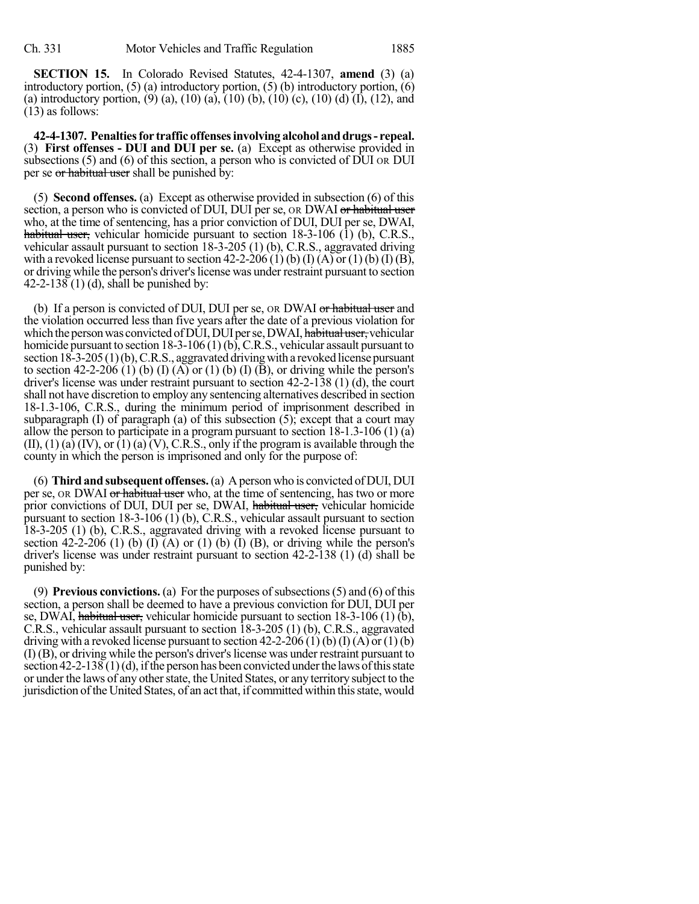**SECTION 15.** In Colorado Revised Statutes, 42-4-1307, **amend** (3) (a) introductory portion, (5) (a) introductory portion, (5) (b) introductory portion, (6) (a) introductory portion, (9) (a), (10) (a), (10) (b), (10) (c), (10) (d) (I), (12), and (13) as follows:

**42-4-1307. Penalties for traffic offenses involving alcohol and drugs - repeal.** (3) **First offenses - DUI and DUI per se.** (a) Except as otherwise provided in subsections (5) and (6) of this section, a person who is convicted of DUI OR DUI per se ~~or habitual user~~ shall be punished by:

(5) **Second offenses.** (a) Except as otherwise provided in subsection (6) of this section, a person who is convicted of DUI, DUI per se, OR DWAI ~~or habitual user~~ who, at the time of sentencing, has a prior conviction of DUI, DUI per se, DWAI, ~~habitual user,~~ vehicular homicide pursuant to section 18-3-106 (1) (b), C.R.S., vehicular assault pursuant to section 18-3-205 (1) (b), C.R.S., aggravated driving with a revoked license pursuant to section 42-2-206 (1) (b) (I) (A) or (1) (b) (I) (B), or driving while the person's driver's license was under restraint pursuant to section 42-2-138 (1) (d), shall be punished by:

(b) If a person is convicted of DUI, DUI per se, OR DWAI ~~or habitual user~~ and the violation occurred less than five years after the date of a previous violation for which the person was convicted of DUI, DUI per se, DWAI, ~~habitual user,~~ vehicular homicide pursuant to section 18-3-106 (1) (b), C.R.S., vehicular assault pursuant to section 18-3-205 (1) (b), C.R.S., aggravated driving with a revoked license pursuant to section 42-2-206 (1) (b) (I) (A) or (1) (b) (I) (B), or driving while the person's driver's license was under restraint pursuant to section 42-2-138 (1) (d), the court shall not have discretion to employ any sentencing alternatives described in section 18-1.3-106, C.R.S., during the minimum period of imprisonment described in subparagraph (I) of paragraph (a) of this subsection (5); except that a court may allow the person to participate in a program pursuant to section 18-1.3-106 (1) (a) (II), (1) (a) (IV), or (1) (a) (V), C.R.S., only if the program is available through the county in which the person is imprisoned and only for the purpose of:

(6) **Third and subsequent offenses.** (a) A person who is convicted of DUI, DUI per se, OR DWAI ~~or habitual user~~ who, at the time of sentencing, has two or more prior convictions of DUI, DUI per se, DWAI, ~~habitual user,~~ vehicular homicide pursuant to section 18-3-106 (1) (b), C.R.S., vehicular assault pursuant to section 18-3-205 (1) (b), C.R.S., aggravated driving with a revoked license pursuant to section 42-2-206 (1) (b) (I) (A) or (1) (b) (I) (B), or driving while the person's driver's license was under restraint pursuant to section 42-2-138 (1) (d) shall be punished by:

(9) **Previous convictions.** (a) For the purposes of subsections (5) and (6) of this section, a person shall be deemed to have a previous conviction for DUI, DUI per se, DWAI, ~~habitual user,~~ vehicular homicide pursuant to section 18-3-106 (1) (b), C.R.S., vehicular assault pursuant to section 18-3-205 (1) (b), C.R.S., aggravated driving with a revoked license pursuant to section 42-2-206 (1) (b) (I) (A) or (1) (b) (I) (B), or driving while the person's driver's license was under restraint pursuant to section 42-2-138 (1) (d), if the person has been convicted under the laws of this state or under the laws of any other state, the United States, or any territory subject to the jurisdiction of the United States, of an act that, if committed within this state, would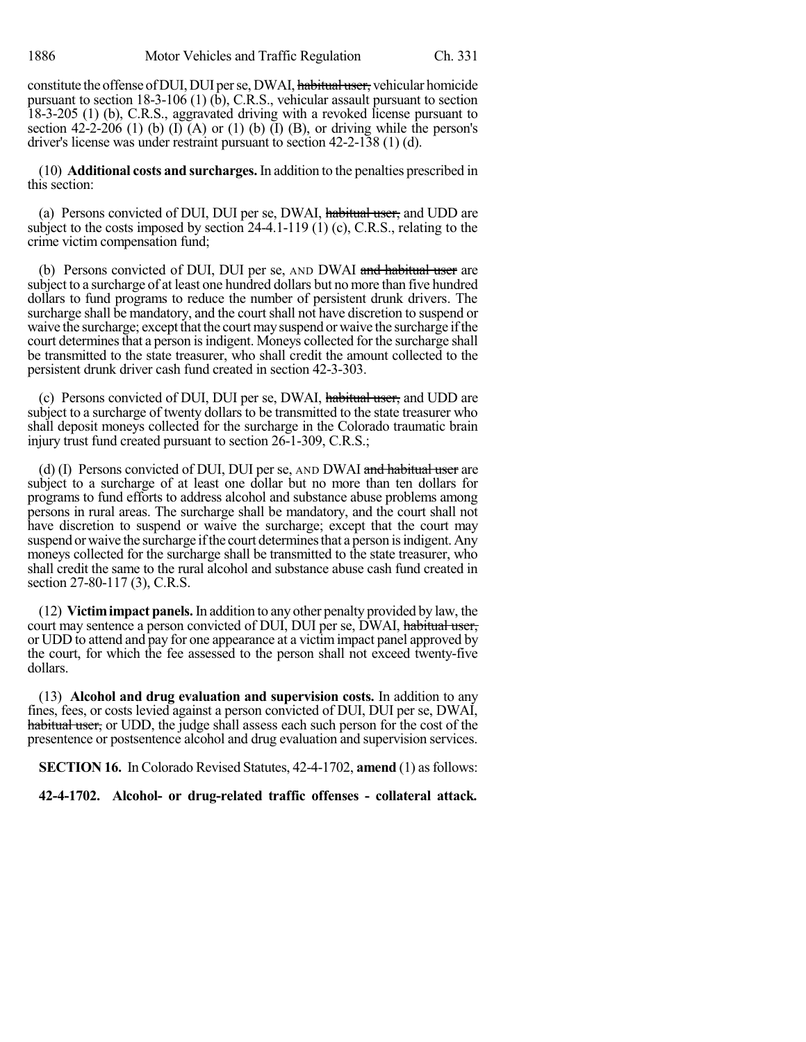constitute the offense of DUI, DUI per se, DWAI, ~~habitual user,~~ vehicular homicide pursuant to section 18-3-106 (1) (b), C.R.S., vehicular assault pursuant to section 18-3-205 (1) (b), C.R.S., aggravated driving with a revoked license pursuant to section 42-2-206 (1) (b) (I) (A) or (1) (b) (I) (B), or driving while the person's driver's license was under restraint pursuant to section 42-2-138 (1) (d).

(10) **Additional costs and surcharges.** In addition to the penalties prescribed in this section:

(a) Persons convicted of DUI, DUI per se, DWAI, ~~habitual user,~~ and UDD are subject to the costs imposed by section 24-4.1-119 (1) (c), C.R.S., relating to the crime victim compensation fund;

(b) Persons convicted of DUI, DUI per se, AND DWAI ~~and habitual user~~ are subject to a surcharge of at least one hundred dollars but no more than five hundred dollars to fund programs to reduce the number of persistent drunk drivers. The surcharge shall be mandatory, and the court shall not have discretion to suspend or waive the surcharge; except that the court may suspend or waive the surcharge if the court determines that a person is indigent. Moneys collected for the surcharge shall be transmitted to the state treasurer, who shall credit the amount collected to the persistent drunk driver cash fund created in section 42-3-303.

(c) Persons convicted of DUI, DUI per se, DWAI, ~~habitual user,~~ and UDD are subject to a surcharge of twenty dollars to be transmitted to the state treasurer who shall deposit moneys collected for the surcharge in the Colorado traumatic brain injury trust fund created pursuant to section 26-1-309, C.R.S.;

(d) (I) Persons convicted of DUI, DUI per se, AND DWAI ~~and habitual user~~ are subject to a surcharge of at least one dollar but no more than ten dollars for programs to fund efforts to address alcohol and substance abuse problems among persons in rural areas. The surcharge shall be mandatory, and the court shall not have discretion to suspend or waive the surcharge; except that the court may suspend or waive the surcharge if the court determines that a person is indigent. Any moneys collected for the surcharge shall be transmitted to the state treasurer, who shall credit the same to the rural alcohol and substance abuse cash fund created in section 27-80-117 (3), C.R.S.

(12) **Victim impact panels.** In addition to any other penalty provided by law, the court may sentence a person convicted of DUI, DUI per se, DWAI, ~~habitual user,~~ or UDD to attend and pay for one appearance at a victim impact panel approved by the court, for which the fee assessed to the person shall not exceed twenty-five dollars.

(13) **Alcohol and drug evaluation and supervision costs.** In addition to any fines, fees, or costs levied against a person convicted of DUI, DUI per se, DWAI, ~~habitual user,~~ or UDD, the judge shall assess each such person for the cost of the presentence or postsentence alcohol and drug evaluation and supervision services.

**SECTION 16.** In Colorado Revised Statutes, 42-4-1702, **amend** (1) as follows:

**42-4-1702. Alcohol- or drug-related traffic offenses - collateral attack.**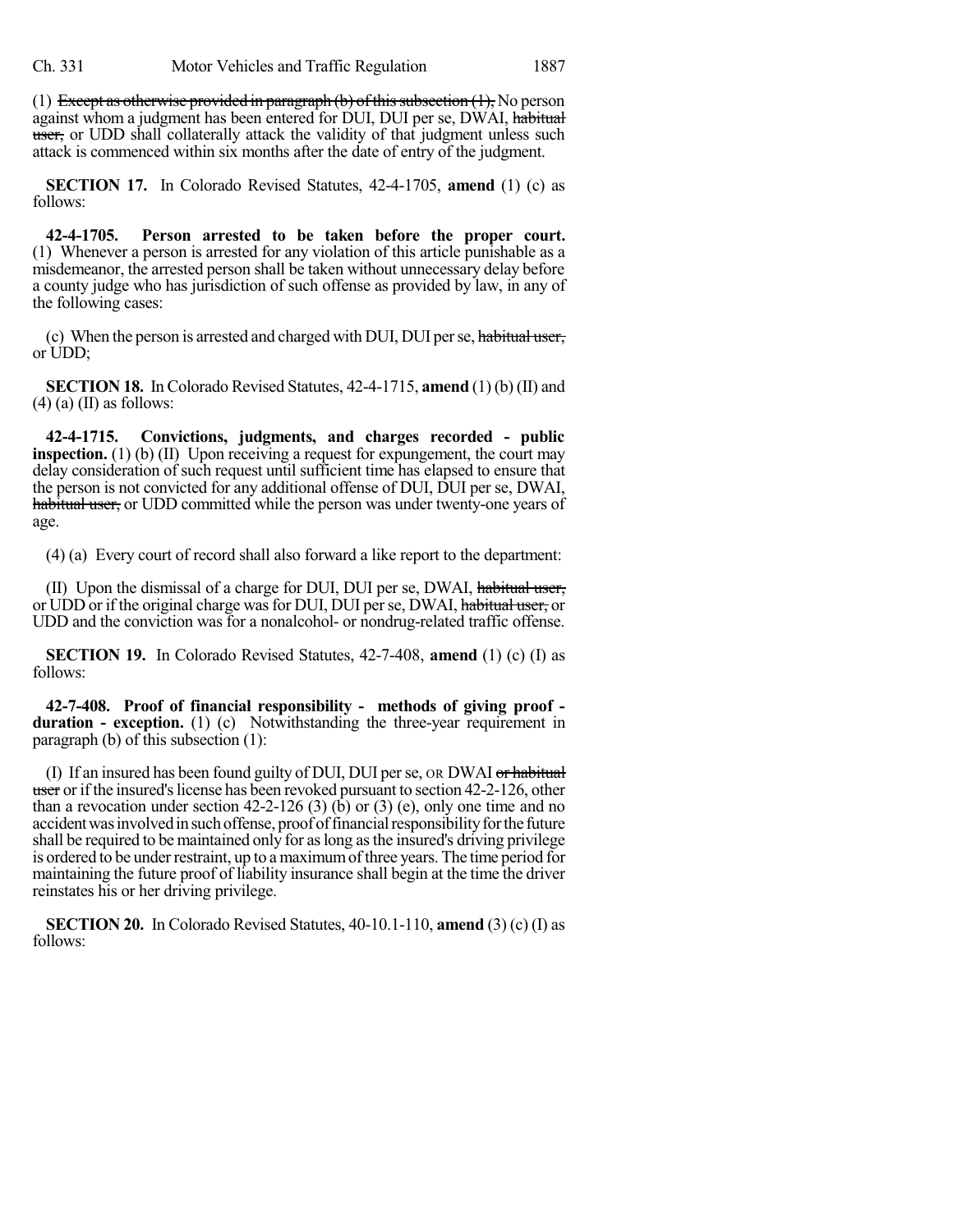(1) ~~Except as otherwise provided in paragraph (b) of this subsection (1),~~ No person against whom a judgment has been entered for DUI, DUI per se, DWAI, ~~habitual user,~~ or UDD shall collaterally attack the validity of that judgment unless such attack is commenced within six months after the date of entry of the judgment.

**SECTION 17.** In Colorado Revised Statutes, 42-4-1705, **amend** (1) (c) as follows:

**42-4-1705. Person arrested to be taken before the proper court.** (1) Whenever a person is arrested for any violation of this article punishable as a misdemeanor, the arrested person shall be taken without unnecessary delay before a county judge who has jurisdiction of such offense as provided by law, in any of the following cases:

(c) When the person is arrested and charged with DUI, DUI per se, ~~habitual user,~~ or UDD;

**SECTION 18.** In Colorado Revised Statutes, 42-4-1715, **amend** (1) (b) (II) and (4) (a) (II) as follows:

**42-4-1715. Convictions, judgments, and charges recorded - public inspection.** (1) (b) (II) Upon receiving a request for expungement, the court may delay consideration of such request until sufficient time has elapsed to ensure that the person is not convicted for any additional offense of DUI, DUI per se, DWAI, ~~habitual user,~~ or UDD committed while the person was under twenty-one years of age.

(4) (a) Every court of record shall also forward a like report to the department:

(II) Upon the dismissal of a charge for DUI, DUI per se, DWAI, ~~habitual user,~~ or UDD or if the original charge was for DUI, DUI per se, DWAI, ~~habitual user,~~ or UDD and the conviction was for a nonalcohol- or nondrug-related traffic offense.

**SECTION 19.** In Colorado Revised Statutes, 42-7-408, **amend** (1) (c) (I) as follows:

**42-7-408. Proof of financial responsibility - methods of giving proof - duration - exception.** (1) (c) Notwithstanding the three-year requirement in paragraph (b) of this subsection (1):

(I) If an insured has been found guilty of DUI, DUI per se, OR DWAI ~~or habitual user~~ or if the insured's license has been revoked pursuant to section 42-2-126, other than a revocation under section 42-2-126 (3) (b) or (3) (e), only one time and no accident was involved in such offense, proof of financial responsibility for the future shall be required to be maintained only for as long as the insured's driving privilege is ordered to be under restraint, up to a maximum of three years. The time period for maintaining the future proof of liability insurance shall begin at the time the driver reinstates his or her driving privilege.

**SECTION 20.** In Colorado Revised Statutes, 40-10.1-110, **amend** (3) (c) (I) as follows: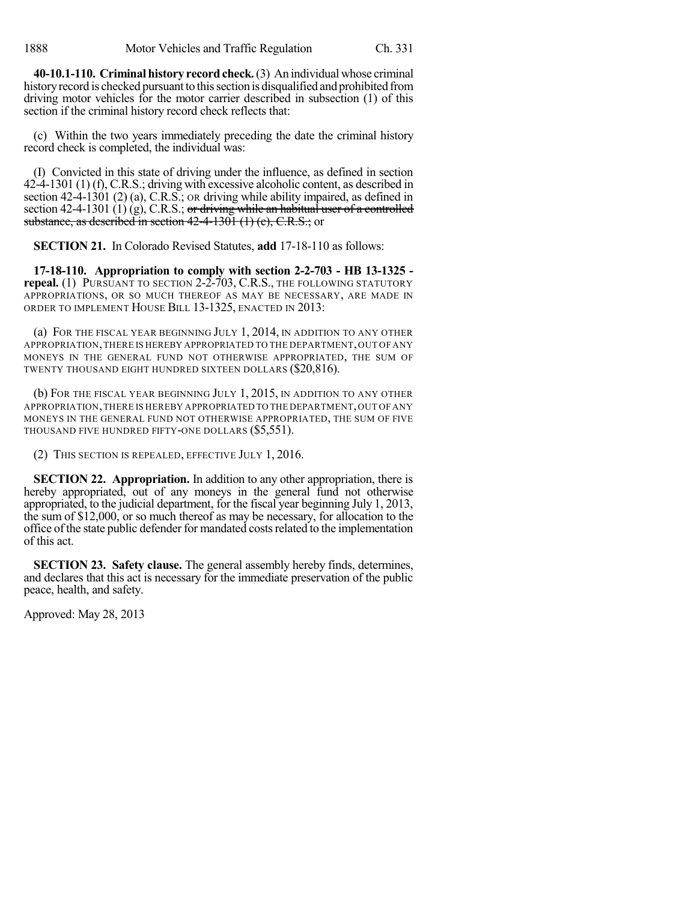**40-10.1-110. Criminal history record check.** (3) An individual whose criminal history record is checked pursuant to this section is disqualified and prohibited from driving motor vehicles for the motor carrier described in subsection (1) of this section if the criminal history record check reflects that:

(c) Within the two years immediately preceding the date the criminal history record check is completed, the individual was:

(I) Convicted in this state of driving under the influence, as defined in section 42-4-1301 (1) (f), C.R.S.; driving with excessive alcoholic content, as described in section 42-4-1301 (2) (a), C.R.S.; OR driving while ability impaired, as defined in section 42-4-1301 (1) (g), C.R.S.; ~~or driving while an habitual user of a controlled substance, as described in section 42-4-1301 (1) (c), C.R.S.;~~ or

**SECTION 21.** In Colorado Revised Statutes, **add** 17-18-110 as follows:

**17-18-110. Appropriation to comply with section 2-2-703 - HB 13-1325 - repeal.** (1) PURSUANT TO SECTION 2-2-703, C.R.S., THE FOLLOWING STATUTORY APPROPRIATIONS, OR SO MUCH THEREOF AS MAY BE NECESSARY, ARE MADE IN ORDER TO IMPLEMENT HOUSE BILL 13-1325, ENACTED IN 2013:

(a) FOR THE FISCAL YEAR BEGINNING JULY 1, 2014, IN ADDITION TO ANY OTHER APPROPRIATION, THERE IS HEREBY APPROPRIATED TO THE DEPARTMENT, OUT OF ANY MONEYS IN THE GENERAL FUND NOT OTHERWISE APPROPRIATED, THE SUM OF TWENTY THOUSAND EIGHT HUNDRED SIXTEEN DOLLARS ($20,816).

(b) FOR THE FISCAL YEAR BEGINNING JULY 1, 2015, IN ADDITION TO ANY OTHER APPROPRIATION, THERE IS HEREBY APPROPRIATED TO THE DEPARTMENT, OUT OF ANY MONEYS IN THE GENERAL FUND NOT OTHERWISE APPROPRIATED, THE SUM OF FIVE THOUSAND FIVE HUNDRED FIFTY-ONE DOLLARS ($5,551).

(2) THIS SECTION IS REPEALED, EFFECTIVE JULY 1, 2016.

**SECTION 22. Appropriation.** In addition to any other appropriation, there is hereby appropriated, out of any moneys in the general fund not otherwise appropriated, to the judicial department, for the fiscal year beginning July 1, 2013, the sum of $12,000, or so much thereof as may be necessary, for allocation to the office of the state public defender for mandated costs related to the implementation of this act.

**SECTION 23. Safety clause.** The general assembly hereby finds, determines, and declares that this act is necessary for the immediate preservation of the public peace, health, and safety.

Approved: May 28, 2013